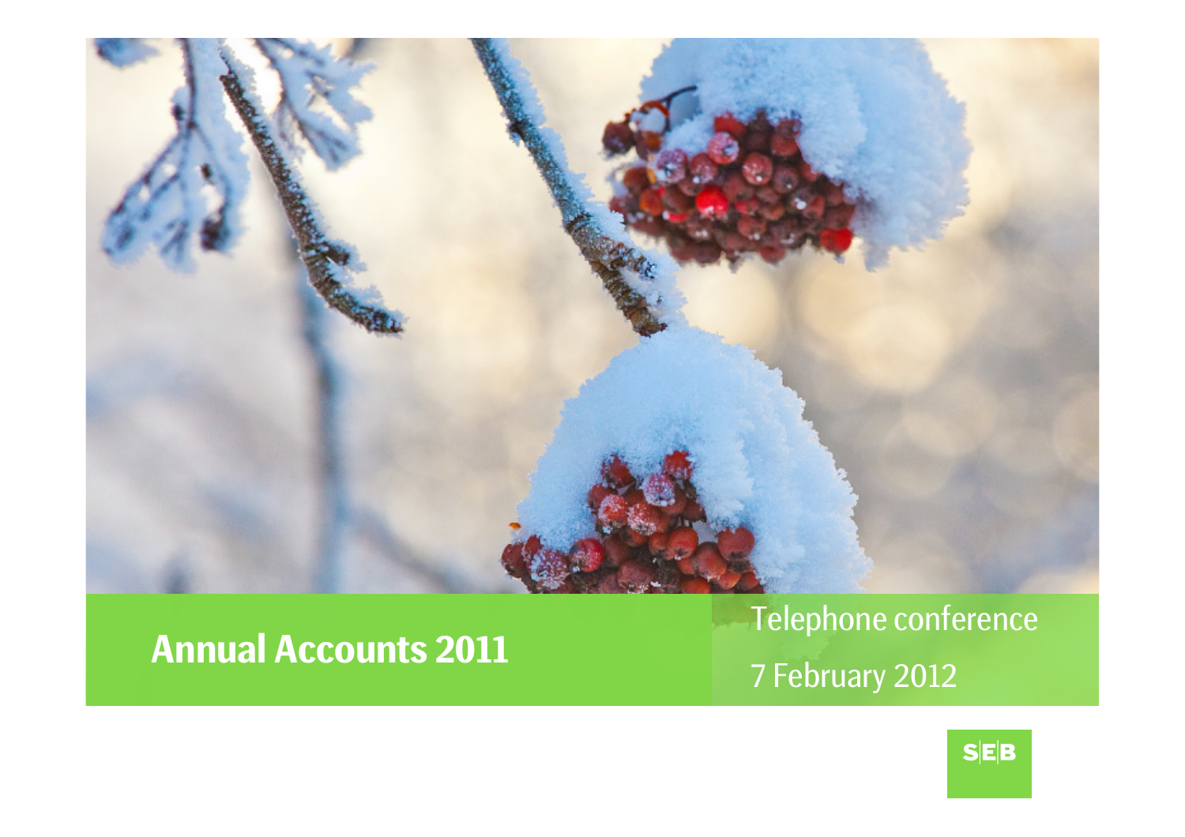# Annual Accounts 2011

Telephone conference

7 February 2012

SEB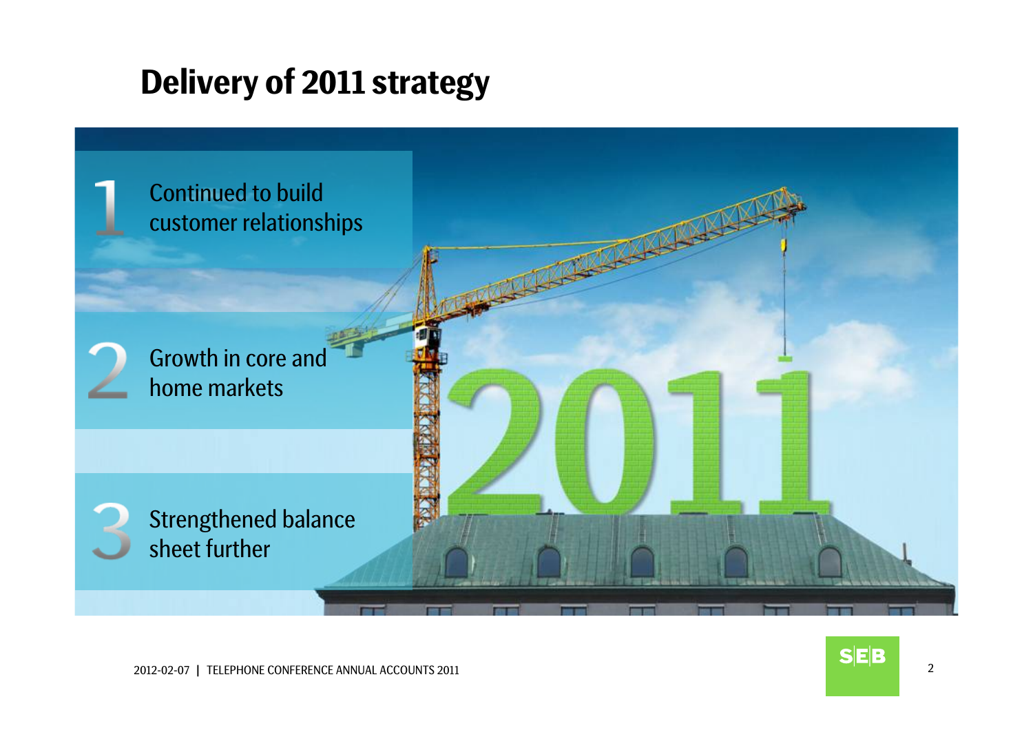# Delivery of 2011 strategy

1. Continued to build customer relationships
2. Growth in core and home markets
3. Strengthened balance sheet further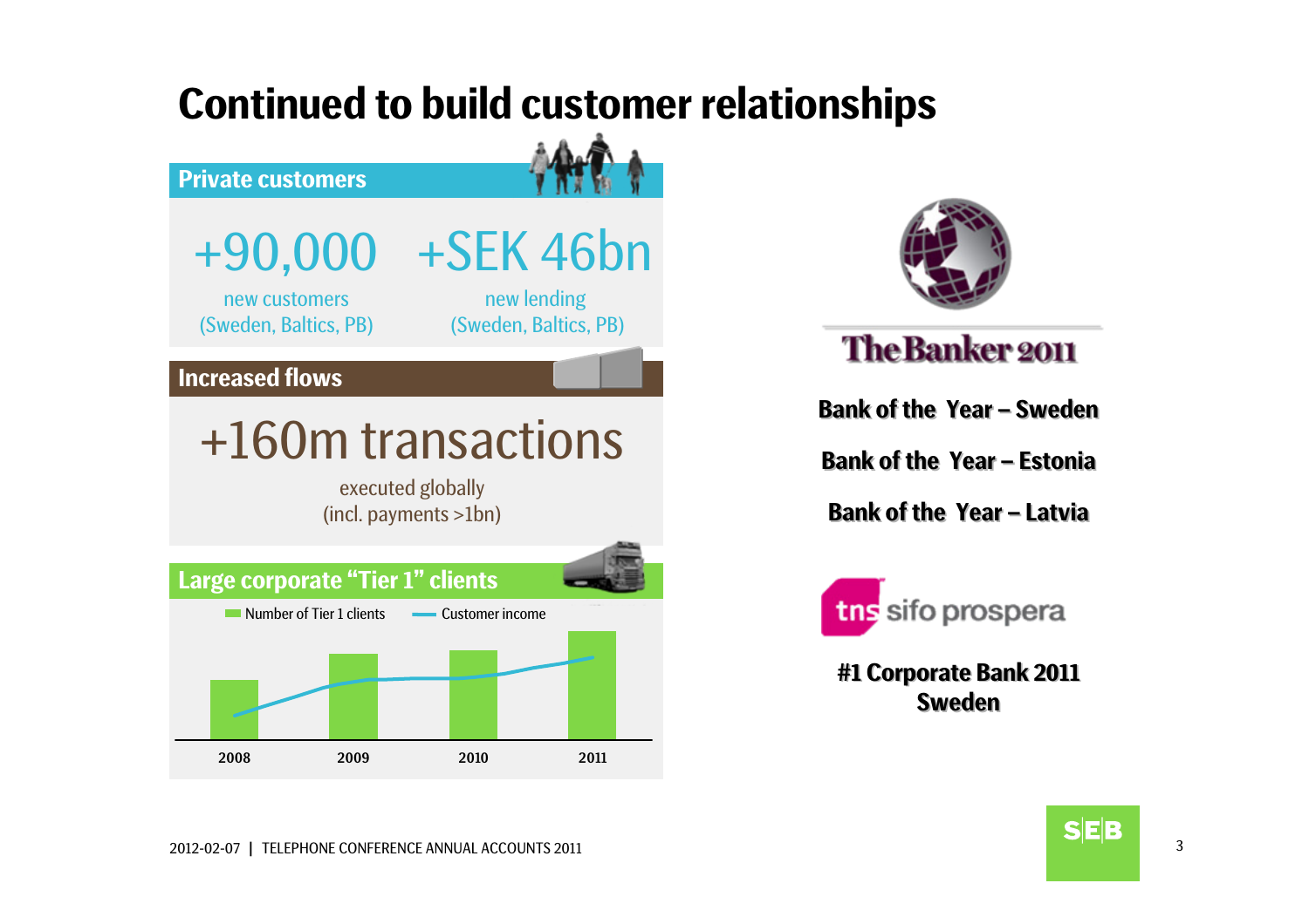# Continued to build customer relationships

## Private customers

**+90,000**
new customers
(Sweden, Baltics, PB)

**+SEK 46bn**
new lending
(Sweden, Baltics, PB)

## Increased flows

**+160m transactions**
executed globally
(incl. payments >1bn)

## Large corporate "Tier 1" clients

Number of Tier 1 clients — Customer income

2008 2009 2010 2011

**The Banker 2011**

**Bank of the Year – Sweden**

**Bank of the Year – Estonia**

**Bank of the Year – Latvia**

tns sifo prospera

**#1 Corporate Bank 2011 Sweden**

2012-02-07 | TELEPHONE CONFERENCE ANNUAL ACCOUNTS 2011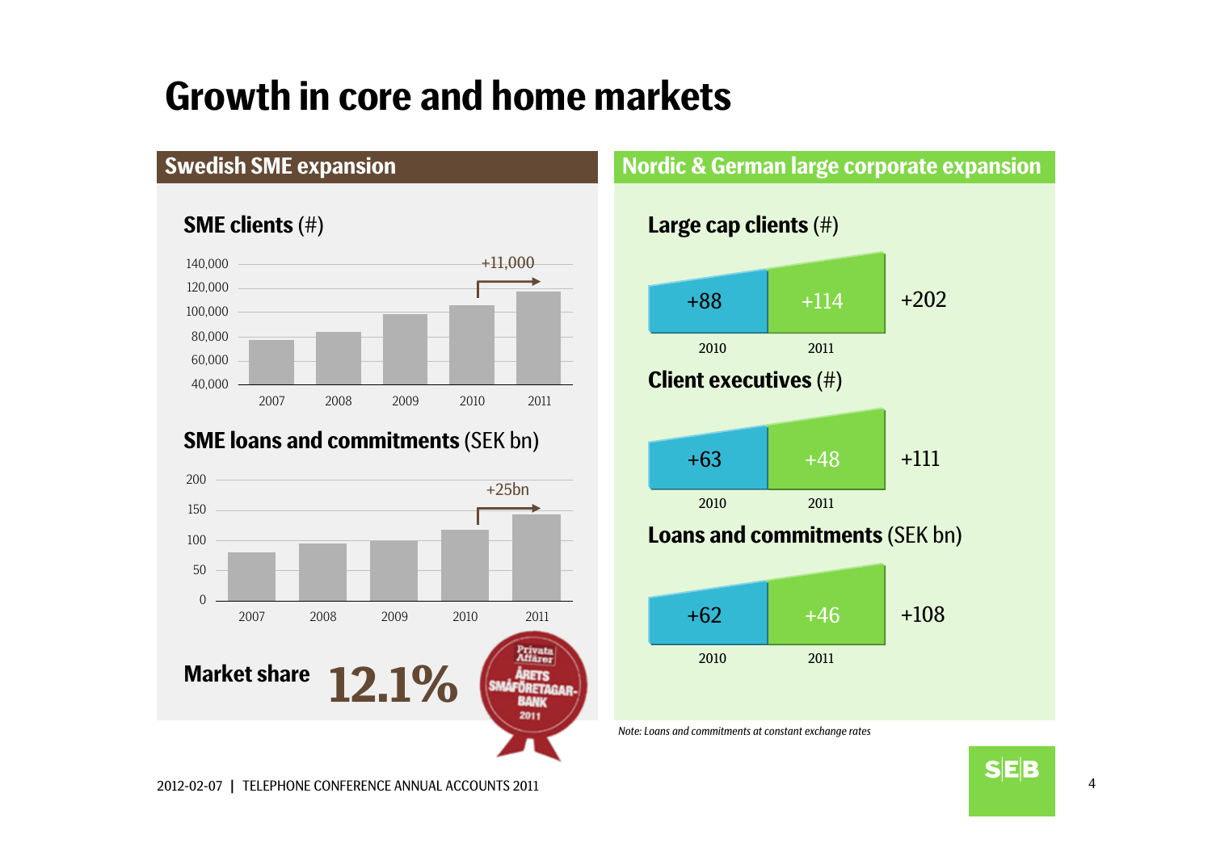# Growth in core and home markets

## Swedish SME expansion

**SME clients** (#)

| Year | SME clients |
|---|---|
| 2007 | |
| 2008 | |
| 2009 | |
| 2010 | |
| 2011 | +11,000 |

**SME loans and commitments** (SEK bn)

| Year | SME loans and commitments |
|---|---|
| 2007 | |
| 2008 | |
| 2009 | |
| 2010 | |
| 2011 | +25bn |

**Market share** 12.1%

Privata Affärer ÅRETS SMÅFÖRETAGAR-BANK 2011

## Nordic & German large corporate expansion

**Large cap clients** (#)

| 2010 | 2011 | Total |
|---|---|---|
| +88 | +114 | +202 |

**Client executives** (#)

| 2010 | 2011 | Total |
|---|---|---|
| +63 | +48 | +111 |

**Loans and commitments** (SEK bn)

| 2010 | 2011 | Total |
|---|---|---|
| +62 | +46 | +108 |

*Note: Loans and commitments at constant exchange rates*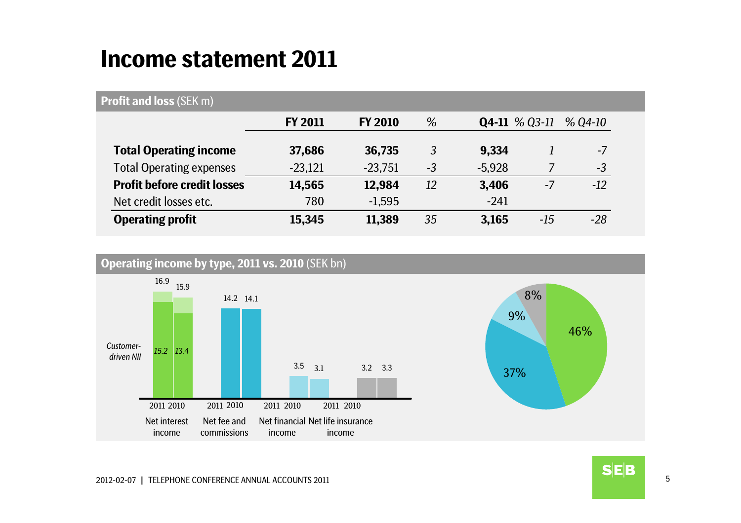# Income statement 2011

**Profit and loss** (SEK m)

| | FY 2011 | FY 2010 | % | Q4-11 | *% Q3-11* | *% Q4-10* |
|---|---|---|---|---|---|---|
| **Total Operating income** | **37,686** | **36,735** | *3* | **9,334** | *1* | *-7* |
| Total Operating expenses | -23,121 | -23,751 | *-3* | -5,928 | *7* | *-3* |
| **Profit before credit losses** | **14,565** | **12,984** | *12* | **3,406** | *-7* | *-12* |
| Net credit losses etc. | 780 | -1,595 | | -241 | | |
| **Operating profit** | **15,345** | **11,389** | *35* | **3,165** | *-15* | *-28* |

**Operating income by type, 2011 vs. 2010** (SEK bn)

| | 2011 | 2010 |
|---|---|---|
| Net interest income | 16.9 | 15.9 |
| *Customer-driven NII* | *15.2* | *13.4* |
| Net fee and commissions | 14.2 | 14.1 |
| Net financial income | 3.5 | 3.1 |
| Net life insurance income | 3.2 | 3.3 |

Share of operating income: 46%, 37%, 9%, 8%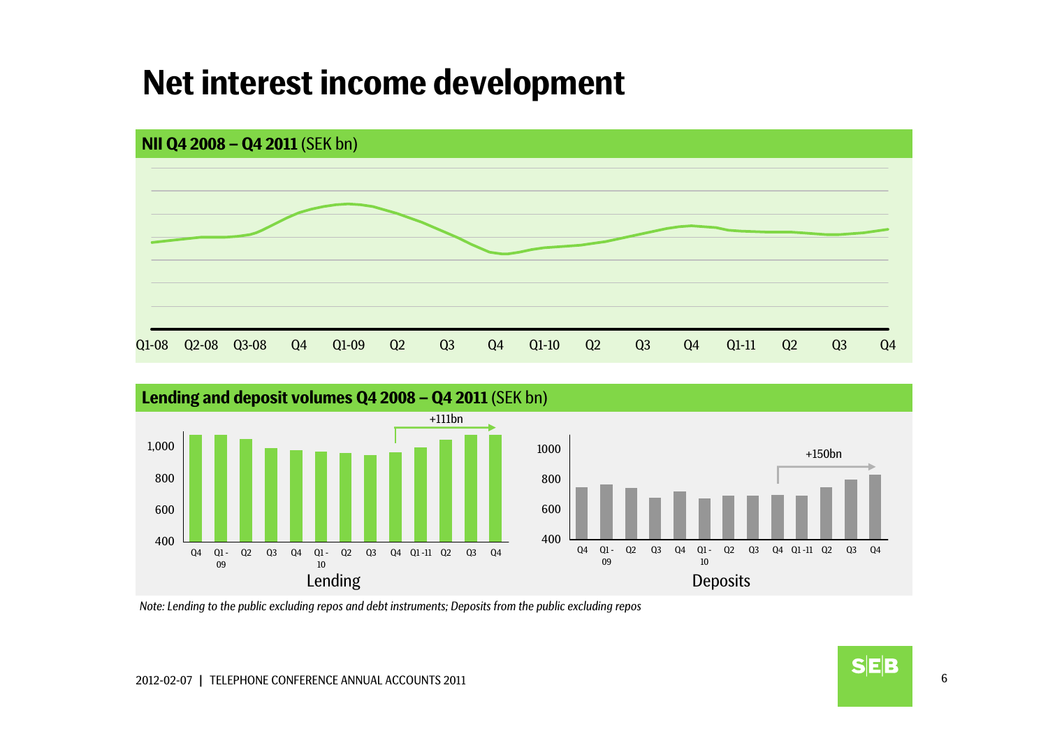# Net interest income development

**NII Q4 2008 – Q4 2011** (SEK bn)

Q1-08 Q2-08 Q3-08 Q4 Q1-09 Q2 Q3 Q4 Q1-10 Q2 Q3 Q4 Q1-11 Q2 Q3 Q4

**Lending and deposit volumes Q4 2008 – Q4 2011** (SEK bn)

Lending: +111bn (Q4-10 to Q4-11)

Deposits: +150bn (Q4-10 to Q4-11)

*Note: Lending to the public excluding repos and debt instruments; Deposits from the public excluding repos*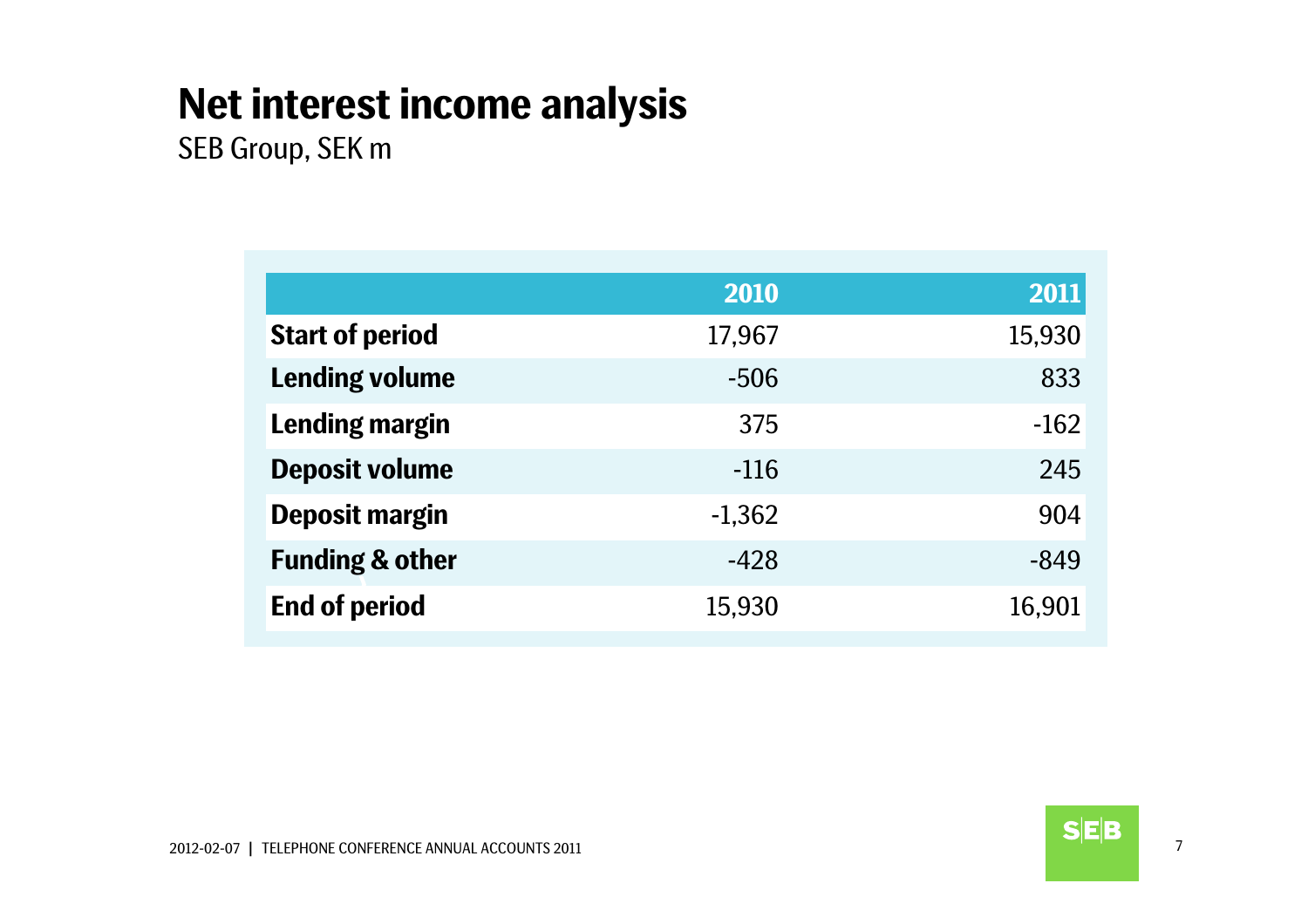# Net interest income analysis

SEB Group, SEK m

| | 2010 | 2011 |
|---|---|---|
| **Start of period** | 17,967 | 15,930 |
| **Lending volume** | -506 | 833 |
| **Lending margin** | 375 | -162 |
| **Deposit volume** | -116 | 245 |
| **Deposit margin** | -1,362 | 904 |
| **Funding & other** | -428 | -849 |
| **End of period** | 15,930 | 16,901 |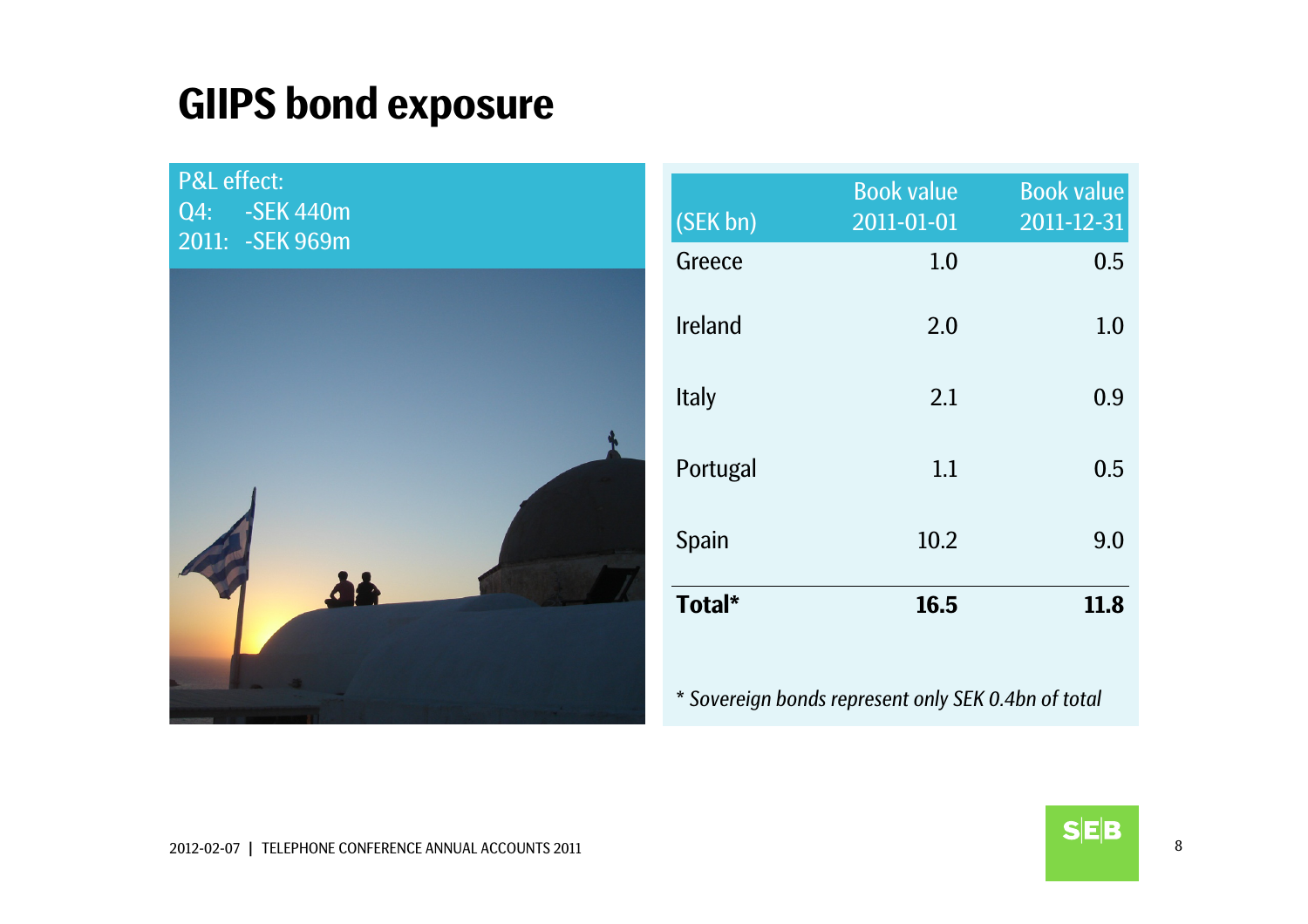# GIIPS bond exposure

P&L effect:
Q4: -SEK 440m
2011: -SEK 969m

| (SEK bn) | Book value 2011-01-01 | Book value 2011-12-31 |
|---|---|---|
| Greece | 1.0 | 0.5 |
| Ireland | 2.0 | 1.0 |
| Italy | 2.1 | 0.9 |
| Portugal | 1.1 | 0.5 |
| Spain | 10.2 | 9.0 |
| **Total*** | **16.5** | **11.8** |

*\* Sovereign bonds represent only SEK 0.4bn of total*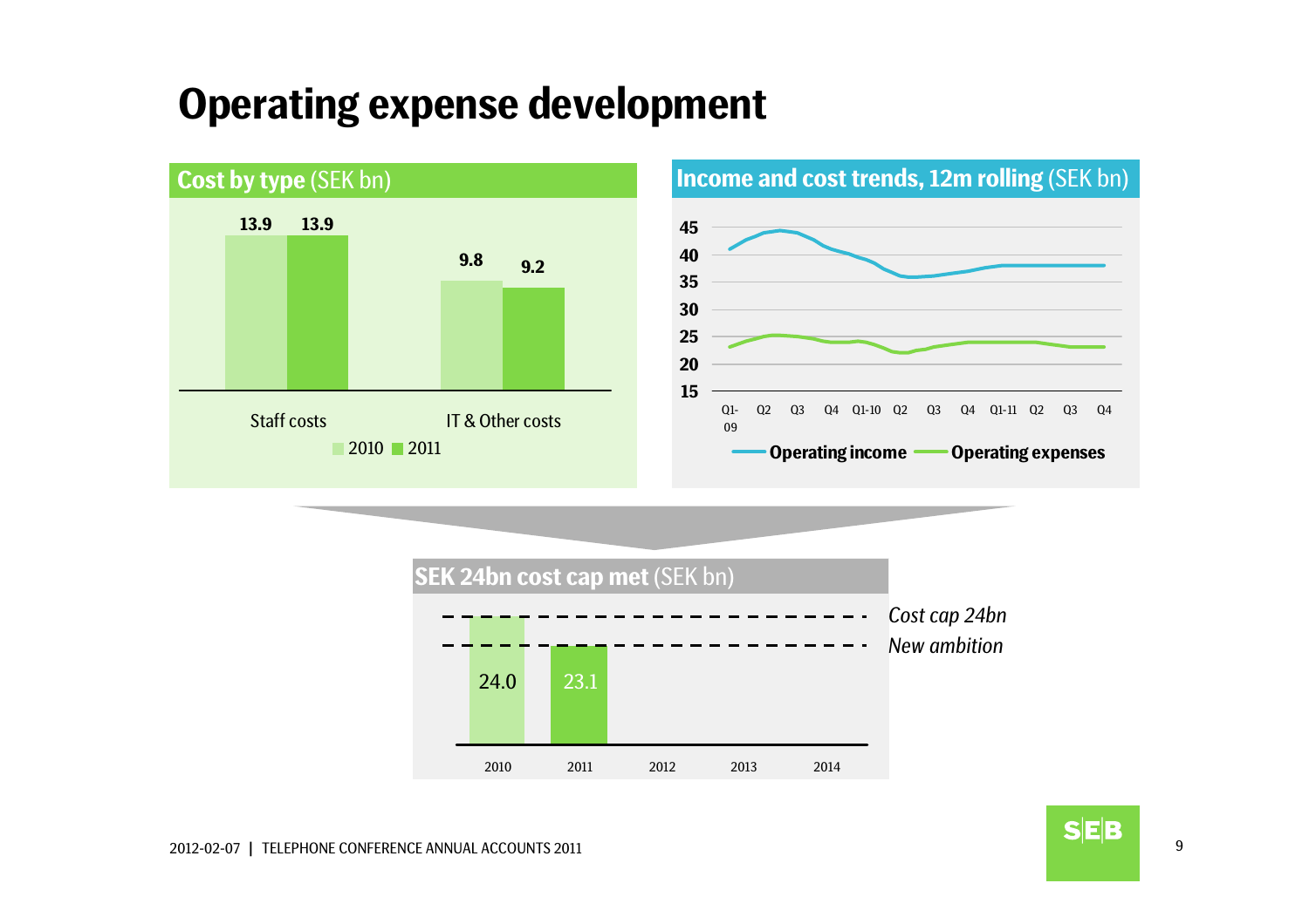# Operating expense development

## Cost by type (SEK bn)

| | 2010 | 2011 |
|---|---|---|
| Staff costs | 13.9 | 13.9 |
| IT & Other costs | 9.8 | 9.2 |

## Income and cost trends, 12m rolling (SEK bn)

45
40
35
30
25
20
15

Q1-09 Q2 Q3 Q4 Q1-10 Q2 Q3 Q4 Q1-11 Q2 Q3 Q4

Operating income — Operating expenses

## SEK 24bn cost cap met (SEK bn)

| 2010 | 2011 | 2012 | 2013 | 2014 |
|---|---|---|---|---|
| 24.0 | 23.1 | | | |

*Cost cap 24bn*

*New ambition*

2012-02-07 | TELEPHONE CONFERENCE ANNUAL ACCOUNTS 2011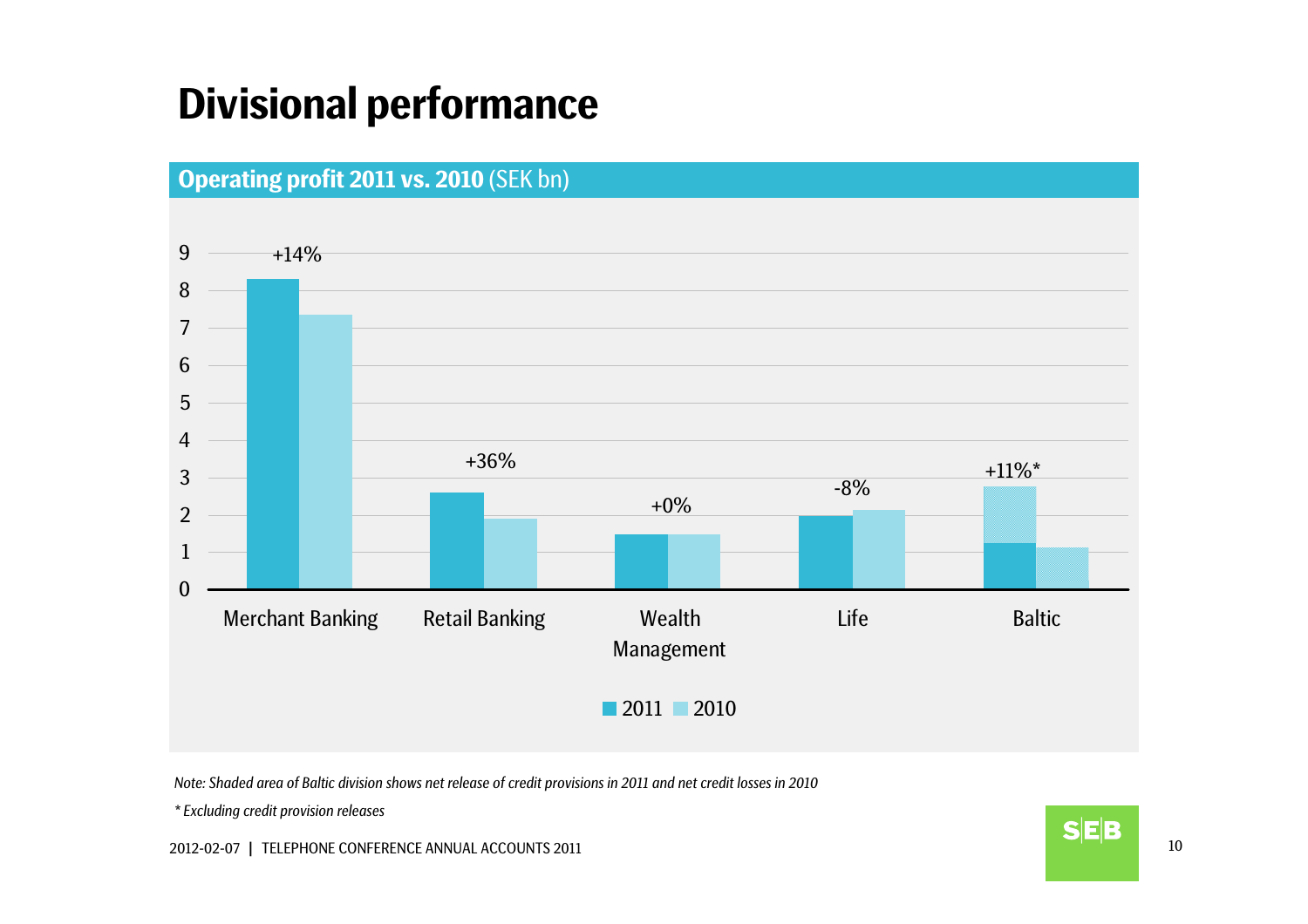# Divisional performance

## Operating profit 2011 vs. 2010 (SEK bn)

| Division | 2011 vs. 2010 |
|---|---|
| Merchant Banking | +14% |
| Retail Banking | +36% |
| Wealth Management | +0% |
| Life | -8% |
| Baltic | +11%* |

Legend: 2011, 2010

*Note: Shaded area of Baltic division shows net release of credit provisions in 2011 and net credit losses in 2010*

*\* Excluding credit provision releases*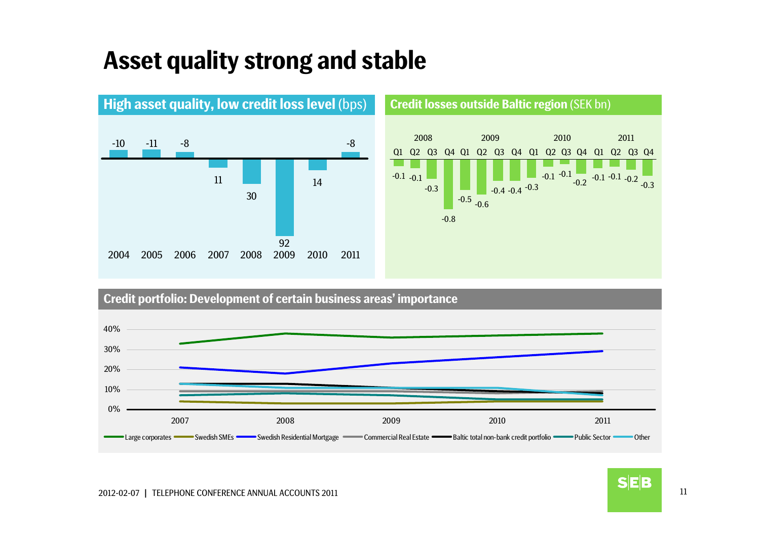# Asset quality strong and stable

## High asset quality, low credit loss level (bps)

| 2004 | 2005 | 2006 | 2007 | 2008 | 2009 | 2010 | 2011 |
|---|---|---|---|---|---|---|---|
| -10 | -11 | -8 | 11 | 30 | 92 | 14 | -8 |

## Credit losses outside Baltic region (SEK bn)

| | 2008 | | | | 2009 | | | | 2010 | | | | 2011 | | | |
|---|---|---|---|---|---|---|---|---|---|---|---|---|---|---|---|---|
| | Q1 | Q2 | Q3 | Q4 | Q1 | Q2 | Q3 | Q4 | Q1 | Q2 | Q3 | Q4 | Q1 | Q2 | Q3 | Q4 |
| SEK bn | -0.1 | -0.1 | -0.3 | -0.8 | -0.5 | -0.6 | -0.4 | -0.4 | -0.3 | -0.1 | -0.1 | -0.2 | -0.1 | -0.1 | -0.2 | -0.3 |

## Credit portfolio: Development of certain business areas' importance

Series: Large corporates, Swedish SMEs, Swedish Residential Mortgage, Commercial Real Estate, Baltic total non-bank credit portfolio, Public Sector, Other

Y-axis: 0%, 10%, 20%, 30%, 40%

X-axis: 2007, 2008, 2009, 2010, 2011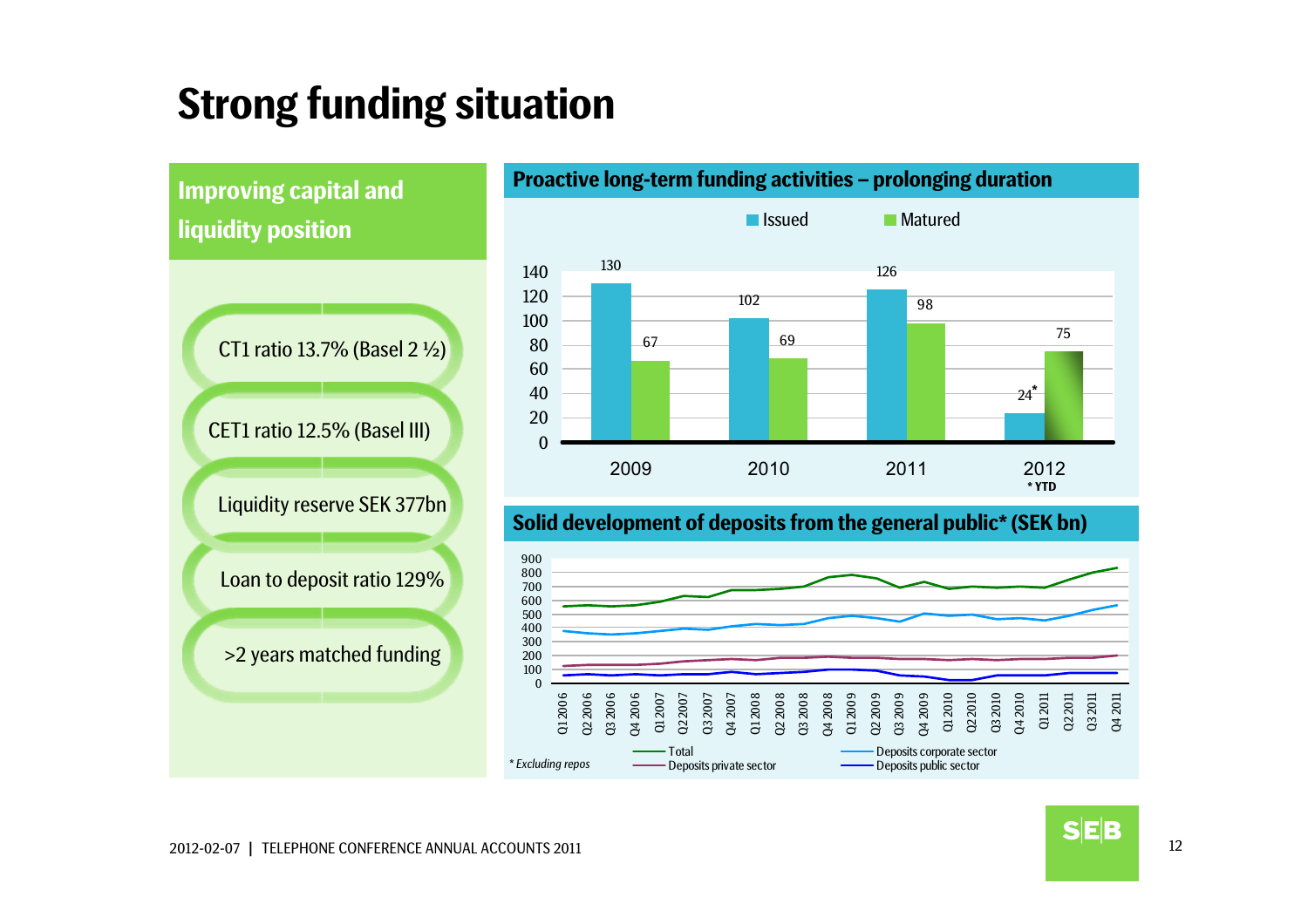# Strong funding situation

## Improving capital and liquidity position

- CT1 ratio 13.7% (Basel 2 ½)
- CET1 ratio 12.5% (Basel III)
- Liquidity reserve SEK 377bn
- Loan to deposit ratio 129%
- >2 years matched funding

## Proactive long-term funding activities – prolonging duration

| | Issued | Matured |
|---|---|---|
| 2009 | 130 | 67 |
| 2010 | 102 | 69 |
| 2011 | 126 | 98 |
| 2012 | 24* | 75 |

* YTD

## Solid development of deposits from the general public* (SEK bn)

Legend: Total; Deposits private sector; Deposits corporate sector; Deposits public sector

X-axis: Q1 2006 – Q4 2011

*\* Excluding repos*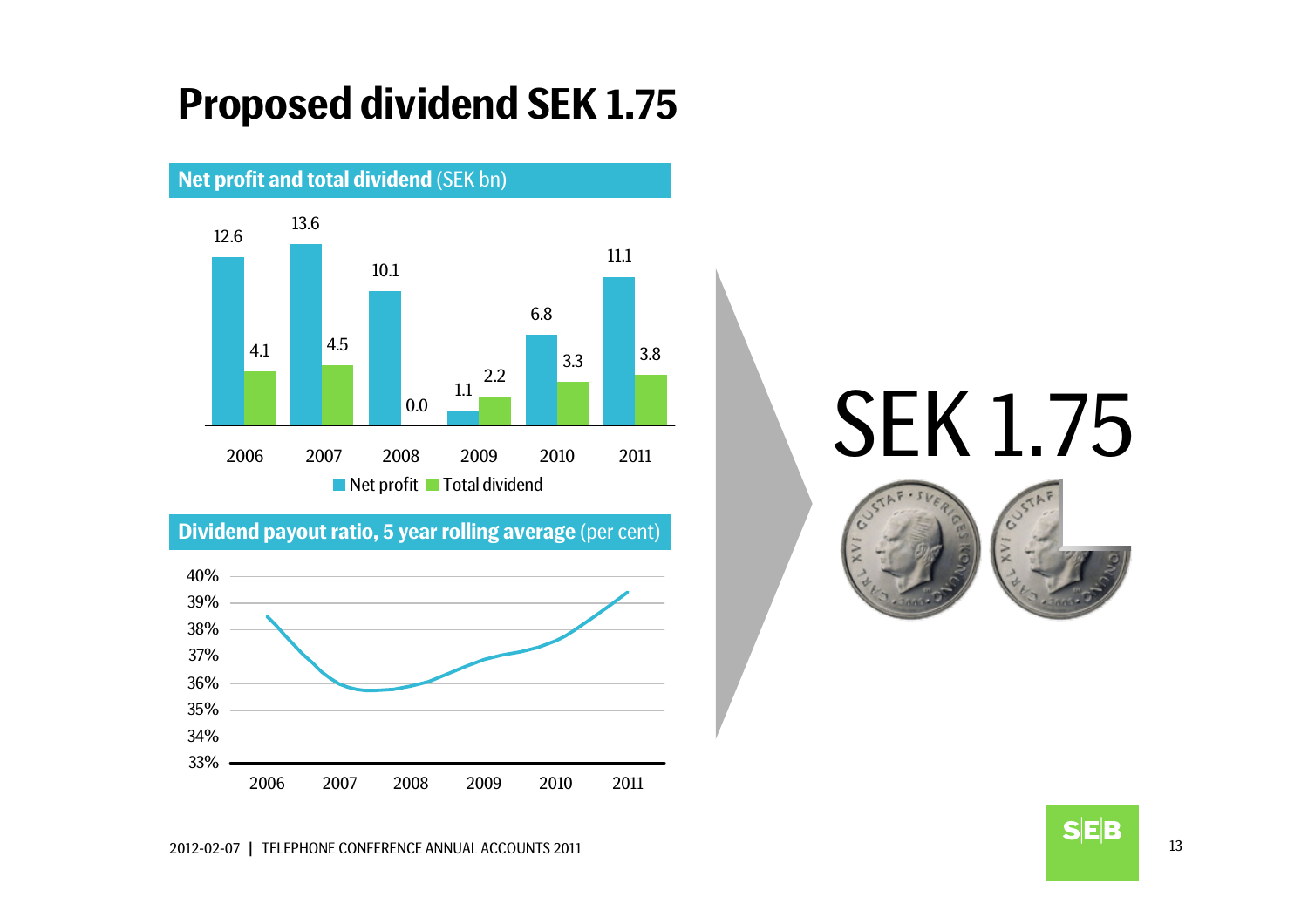# Proposed dividend SEK 1.75

**Net profit and total dividend** (SEK bn)

| | 2006 | 2007 | 2008 | 2009 | 2010 | 2011 |
|---|---|---|---|---|---|---|
| Net profit | 12.6 | 13.6 | 10.1 | 1.1 | 6.8 | 11.1 |
| Total dividend | 4.1 | 4.5 | 0.0 | 2.2 | 3.3 | 3.8 |

**Dividend payout ratio, 5 year rolling average** (per cent)

40%
39%
38%
37%
36%
35%
34%
33%

2006 2007 2008 2009 2010 2011

SEK 1.75

2012-02-07 | TELEPHONE CONFERENCE ANNUAL ACCOUNTS 2011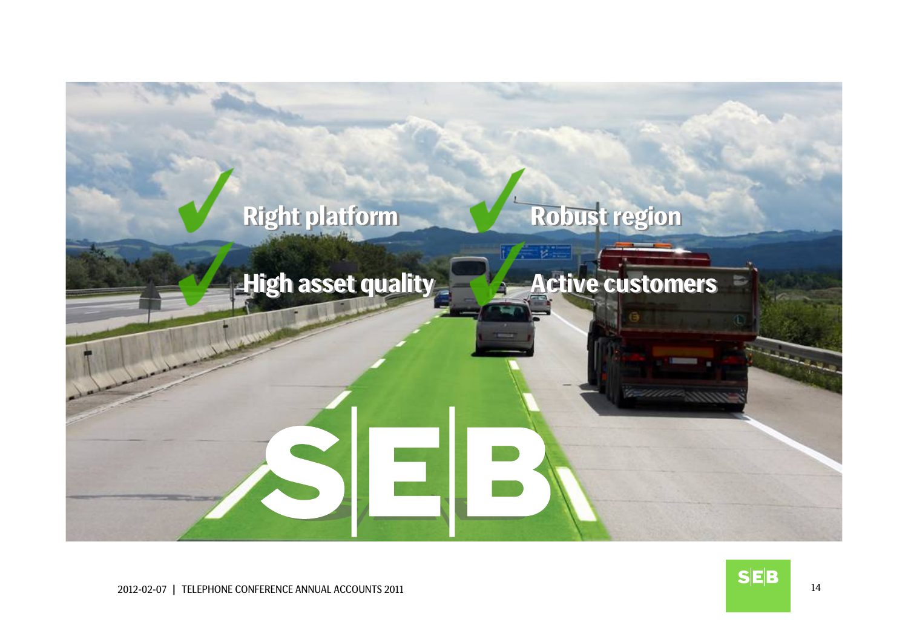✓ Right platform

✓ High asset quality

✓ Robust region

✓ Active customers

SEB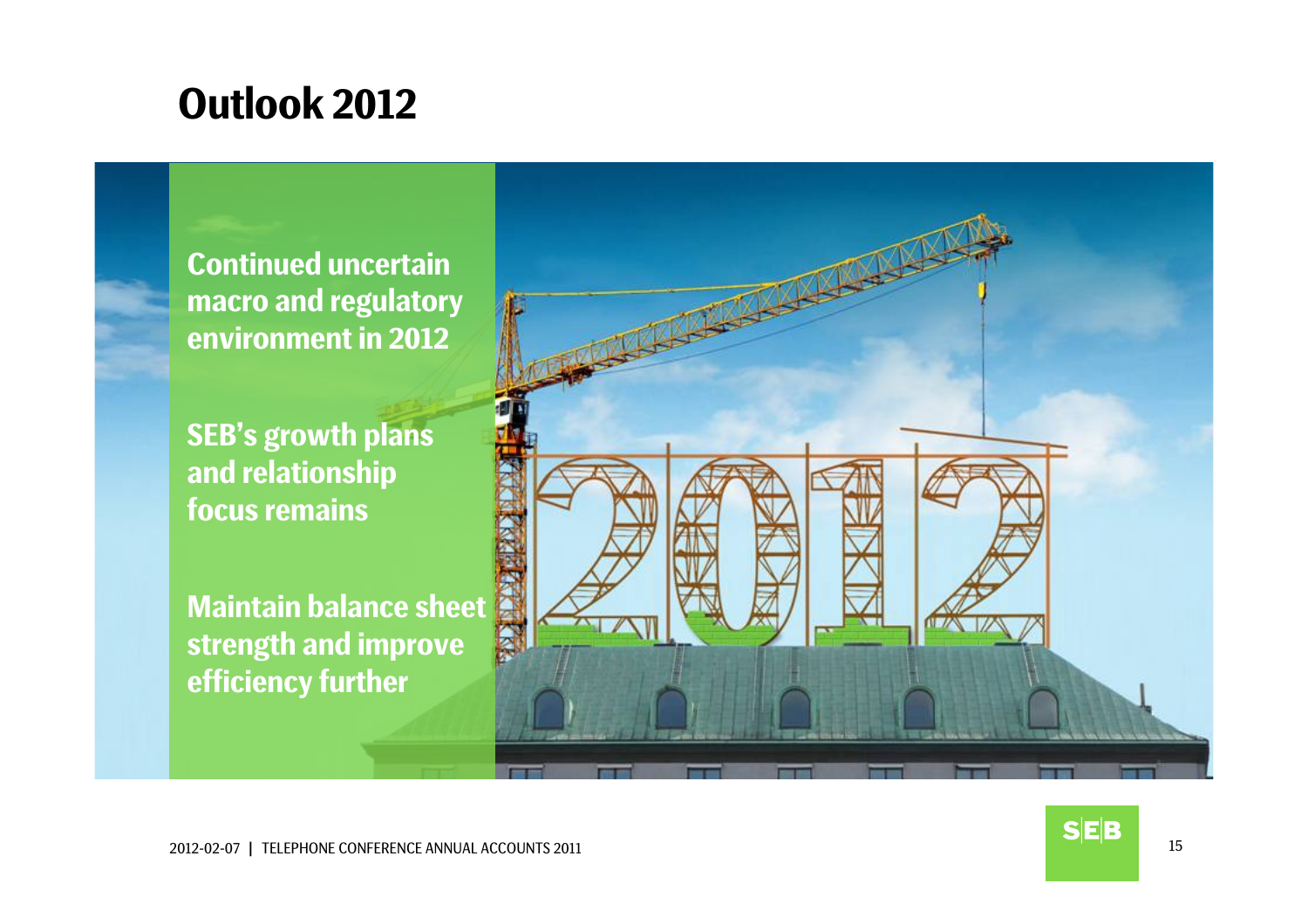# Outlook 2012

**Continued uncertain macro and regulatory environment in 2012**

**SEB's growth plans and relationship focus remains**

**Maintain balance sheet strength and improve efficiency further**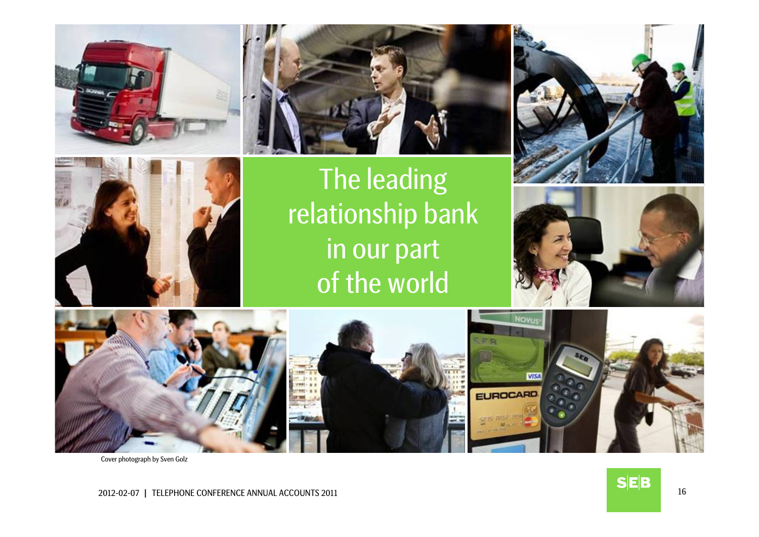# The leading relationship bank in our part of the world

Cover photograph by Sven Golz